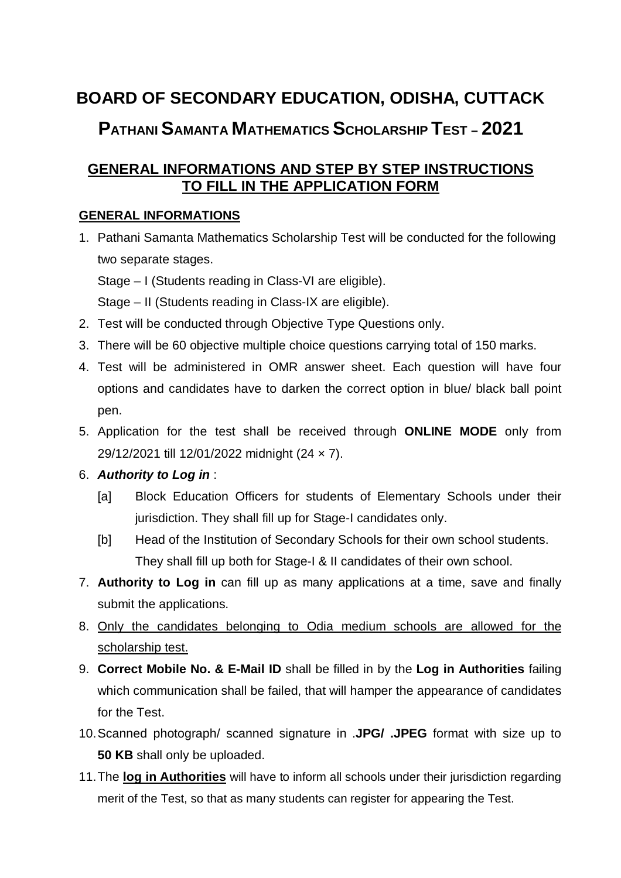# BOARD OF SECONDARY EDUCATION, ODISHA, CUTTACK

# PATHANI SAMANTA MATHEMATICS SCHOLARSHIP TEST – 2021

## GENERAL INFORMATIONS AND STEP BY STEP INSTRUCTIONS TO FILL IN THE APPLICATION FORM

### GENERAL INFORMATIONS

1. Pathani Samanta Mathematics Scholarship Test will be conducted for the following two separate stages.

   Stage – I (Students reading in Class-VI are eligible).

   Stage – II (Students reading in Class-IX are eligible).

2. Test will be conducted through Objective Type Questions only.
3. There will be 60 objective multiple choice questions carrying total of 150 marks.
4. Test will be administered in OMR answer sheet. Each question will have four options and candidates have to darken the correct option in blue/ black ball point pen.
5. Application for the test shall be received through **ONLINE MODE** only from 29/12/2021 till 12/01/2022 midnight (24 × 7).
6. ***Authority to Log in*** :
   - [a] Block Education Officers for students of Elementary Schools under their jurisdiction. They shall fill up for Stage-I candidates only.
   - [b] Head of the Institution of Secondary Schools for their own school students. They shall fill up both for Stage-I & II candidates of their own school.
7. **Authority to Log in** can fill up as many applications at a time, save and finally submit the applications.
8. <u>Only the candidates belonging to Odia medium schools are allowed for the scholarship test.</u>
9. **Correct Mobile No. & E-Mail ID** shall be filled in by the **Log in Authorities** failing which communication shall be failed, that will hamper the appearance of candidates for the Test.
10. Scanned photograph/ scanned signature in **.JPG/ .JPEG** format with size up to **50 KB** shall only be uploaded.
11. The <u>**log in Authorities**</u> will have to inform all schools under their jurisdiction regarding merit of the Test, so that as many students can register for appearing the Test.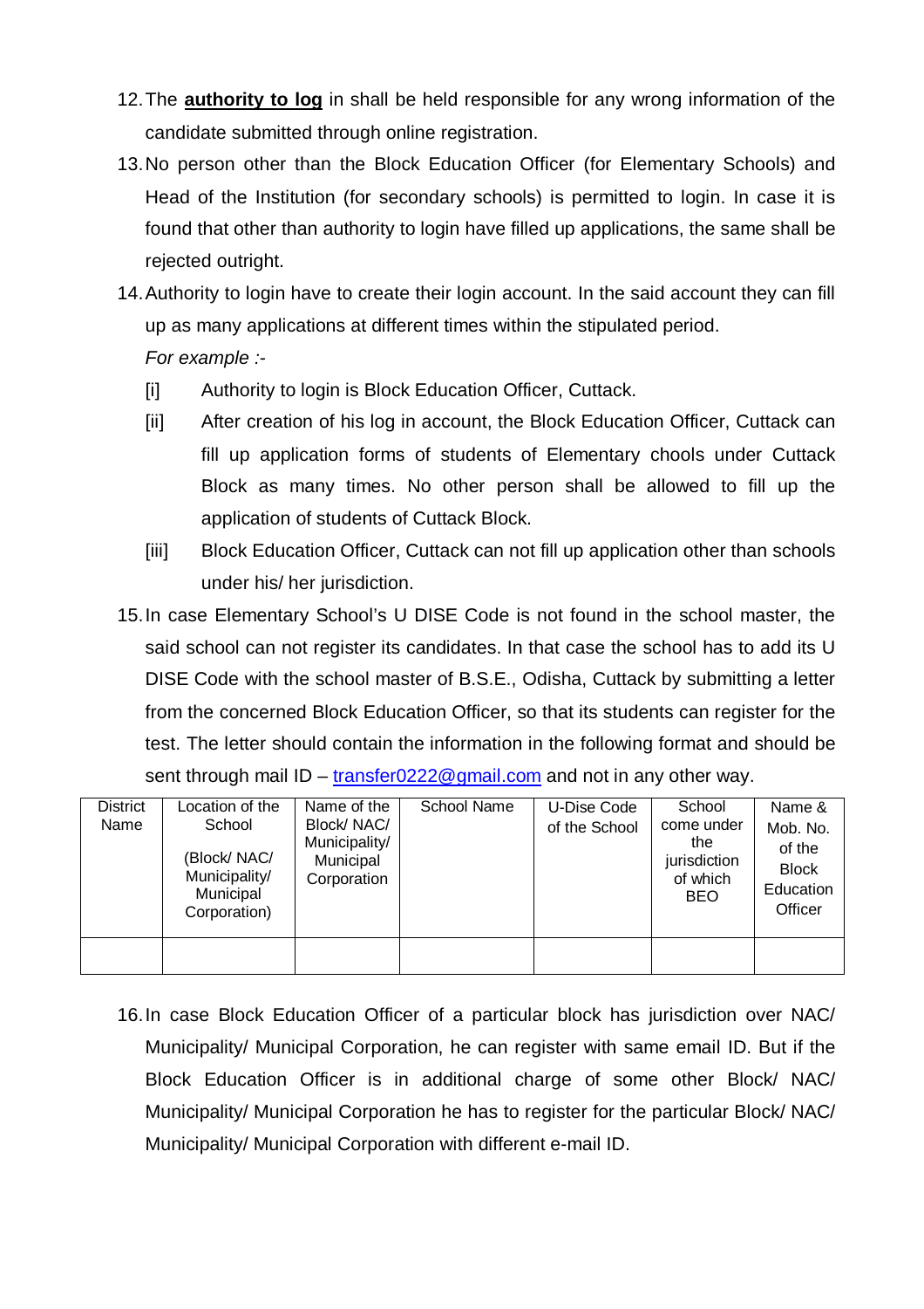12. The **authority to log** in shall be held responsible for any wrong information of the candidate submitted through online registration.
13. No person other than the Block Education Officer (for Elementary Schools) and Head of the Institution (for secondary schools) is permitted to login. In case it is found that other than authority to login have filled up applications, the same shall be rejected outright.
14. Authority to login have to create their login account. In the said account they can fill up as many applications at different times within the stipulated period.

    *For example :-*

    [i] Authority to login is Block Education Officer, Cuttack.

    [ii] After creation of his log in account, the Block Education Officer, Cuttack can fill up application forms of students of Elementary chools under Cuttack Block as many times. No other person shall be allowed to fill up the application of students of Cuttack Block.

    [iii] Block Education Officer, Cuttack can not fill up application other than schools under his/ her jurisdiction.
15. In case Elementary School's U DISE Code is not found in the school master, the said school can not register its candidates. In that case the school has to add its U DISE Code with the school master of B.S.E., Odisha, Cuttack by submitting a letter from the concerned Block Education Officer, so that its students can register for the test. The letter should contain the information in the following format and should be sent through mail ID – transfer0222@gmail.com and not in any other way.

| District Name | Location of the School (Block/ NAC/ Municipality/ Municipal Corporation) | Name of the Block/ NAC/ Municipality/ Municipal Corporation | School Name | U-Dise Code of the School | School come under the jurisdiction of which BEO | Name & Mob. No. of the Block Education Officer |
|---|---|---|---|---|---|---|
| | | | | | | |

16. In case Block Education Officer of a particular block has jurisdiction over NAC/ Municipality/ Municipal Corporation, he can register with same email ID. But if the Block Education Officer is in additional charge of some other Block/ NAC/ Municipality/ Municipal Corporation he has to register for the particular Block/ NAC/ Municipality/ Municipal Corporation with different e-mail ID.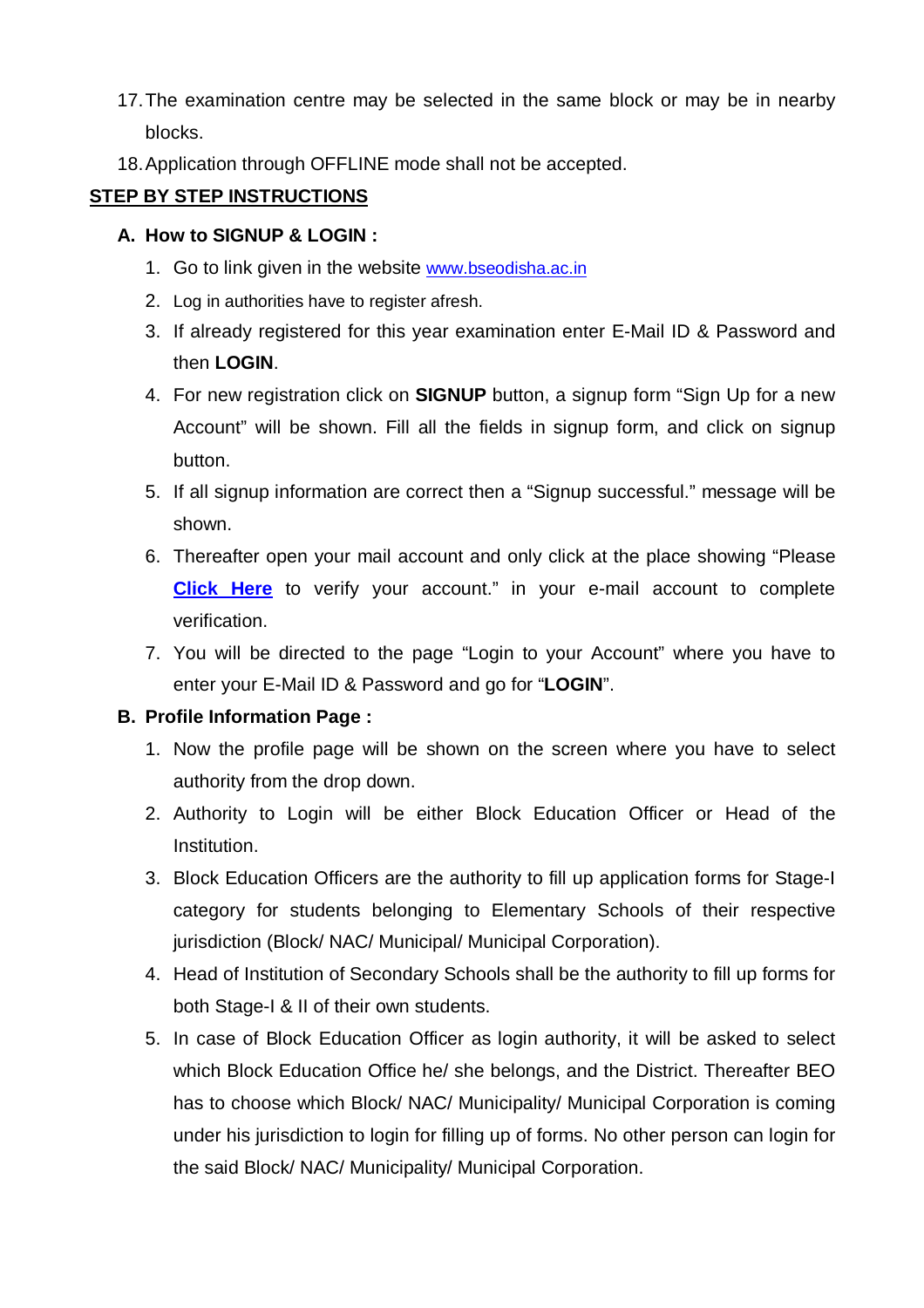17. The examination centre may be selected in the same block or may be in nearby blocks.
18. Application through OFFLINE mode shall not be accepted.

**STEP BY STEP INSTRUCTIONS**

**A. How to SIGNUP & LOGIN :**

1. Go to link given in the website www.bseodisha.ac.in
2. Log in authorities have to register afresh.
3. If already registered for this year examination enter E-Mail ID & Password and then **LOGIN**.
4. For new registration click on **SIGNUP** button, a signup form "Sign Up for a new Account" will be shown. Fill all the fields in signup form, and click on signup button.
5. If all signup information are correct then a "Signup successful." message will be shown.
6. Thereafter open your mail account and only click at the place showing "Please **Click Here** to verify your account." in your e-mail account to complete verification.
7. You will be directed to the page "Login to your Account" where you have to enter your E-Mail ID & Password and go for "**LOGIN**".

**B. Profile Information Page :**

1. Now the profile page will be shown on the screen where you have to select authority from the drop down.
2. Authority to Login will be either Block Education Officer or Head of the Institution.
3. Block Education Officers are the authority to fill up application forms for Stage-I category for students belonging to Elementary Schools of their respective jurisdiction (Block/ NAC/ Municipal/ Municipal Corporation).
4. Head of Institution of Secondary Schools shall be the authority to fill up forms for both Stage-I & II of their own students.
5. In case of Block Education Officer as login authority, it will be asked to select which Block Education Office he/ she belongs, and the District. Thereafter BEO has to choose which Block/ NAC/ Municipality/ Municipal Corporation is coming under his jurisdiction to login for filling up of forms. No other person can login for the said Block/ NAC/ Municipality/ Municipal Corporation.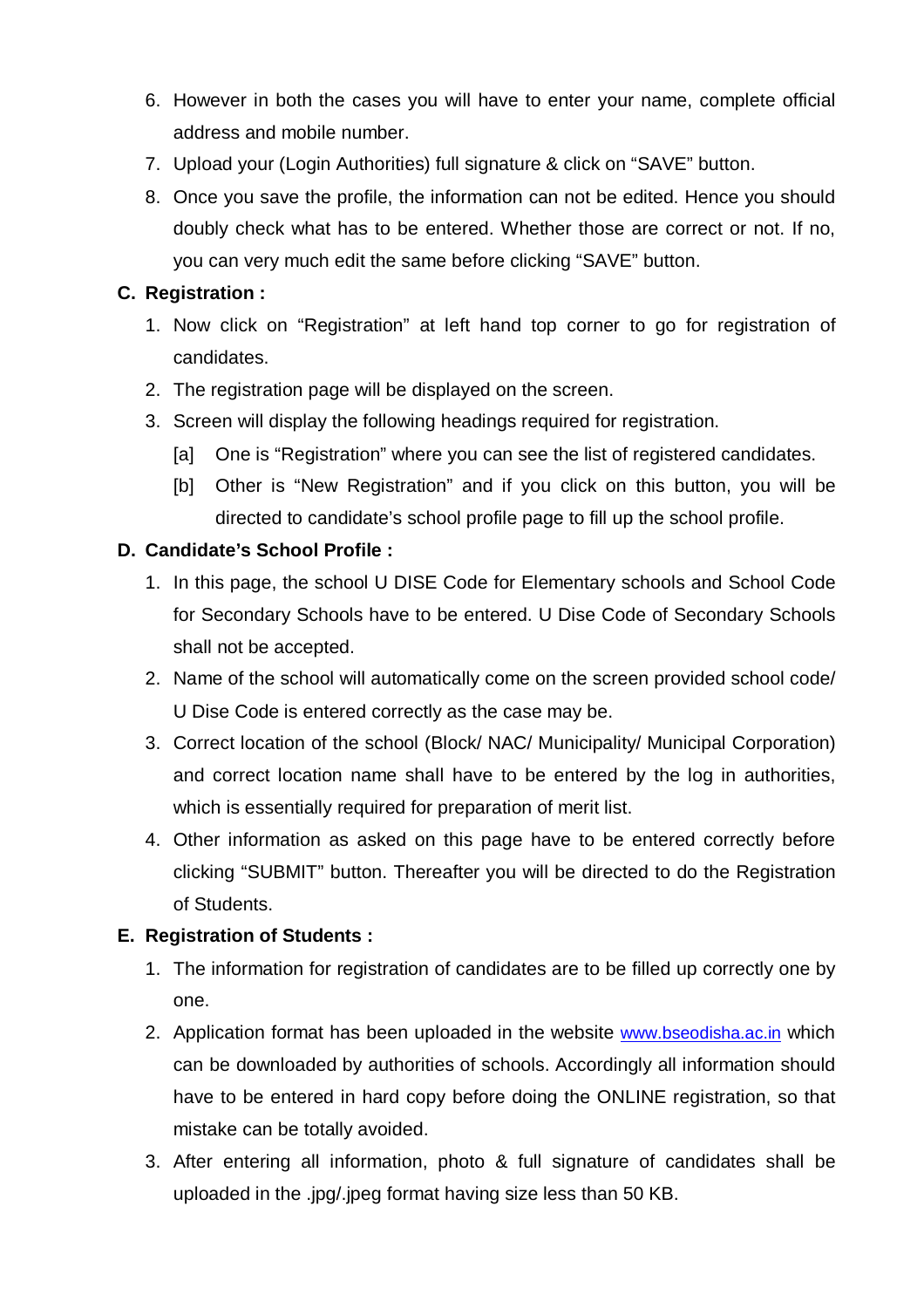6. However in both the cases you will have to enter your name, complete official address and mobile number.
7. Upload your (Login Authorities) full signature & click on "SAVE" button.
8. Once you save the profile, the information can not be edited. Hence you should doubly check what has to be entered. Whether those are correct or not. If no, you can very much edit the same before clicking "SAVE" button.

**C. Registration :**

1. Now click on "Registration" at left hand top corner to go for registration of candidates.
2. The registration page will be displayed on the screen.
3. Screen will display the following headings required for registration.
   [a] One is "Registration" where you can see the list of registered candidates.
   [b] Other is "New Registration" and if you click on this button, you will be directed to candidate's school profile page to fill up the school profile.

**D. Candidate's School Profile :**

1. In this page, the school U DISE Code for Elementary schools and School Code for Secondary Schools have to be entered. U Dise Code of Secondary Schools shall not be accepted.
2. Name of the school will automatically come on the screen provided school code/ U Dise Code is entered correctly as the case may be.
3. Correct location of the school (Block/ NAC/ Municipality/ Municipal Corporation) and correct location name shall have to be entered by the log in authorities, which is essentially required for preparation of merit list.
4. Other information as asked on this page have to be entered correctly before clicking "SUBMIT" button. Thereafter you will be directed to do the Registration of Students.

**E. Registration of Students :**

1. The information for registration of candidates are to be filled up correctly one by one.
2. Application format has been uploaded in the website www.bseodisha.ac.in which can be downloaded by authorities of schools. Accordingly all information should have to be entered in hard copy before doing the ONLINE registration, so that mistake can be totally avoided.
3. After entering all information, photo & full signature of candidates shall be uploaded in the .jpg/.jpeg format having size less than 50 KB.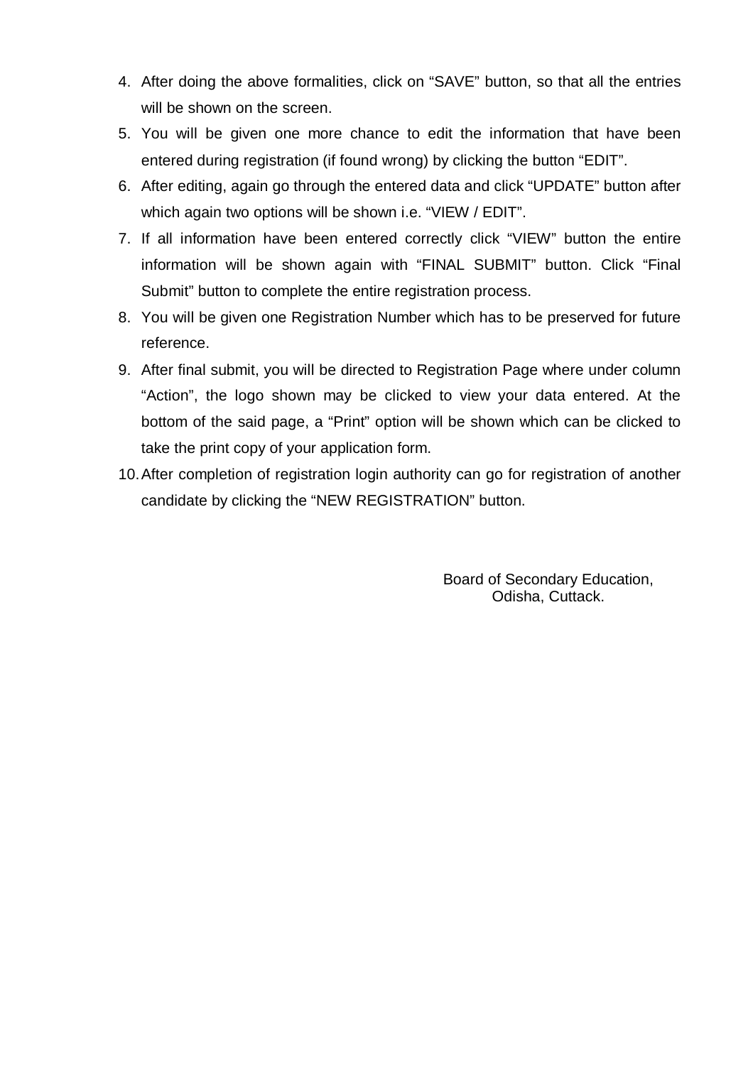4. After doing the above formalities, click on “SAVE” button, so that all the entries will be shown on the screen.
5. You will be given one more chance to edit the information that have been entered during registration (if found wrong) by clicking the button “EDIT”.
6. After editing, again go through the entered data and click “UPDATE” button after which again two options will be shown i.e. “VIEW / EDIT”.
7. If all information have been entered correctly click “VIEW” button the entire information will be shown again with “FINAL SUBMIT” button. Click “Final Submit” button to complete the entire registration process.
8. You will be given one Registration Number which has to be preserved for future reference.
9. After final submit, you will be directed to Registration Page where under column “Action”, the logo shown may be clicked to view your data entered. At the bottom of the said page, a “Print” option will be shown which can be clicked to take the print copy of your application form.
10. After completion of registration login authority can go for registration of another candidate by clicking the “NEW REGISTRATION” button.

Board of Secondary Education,
Odisha, Cuttack.